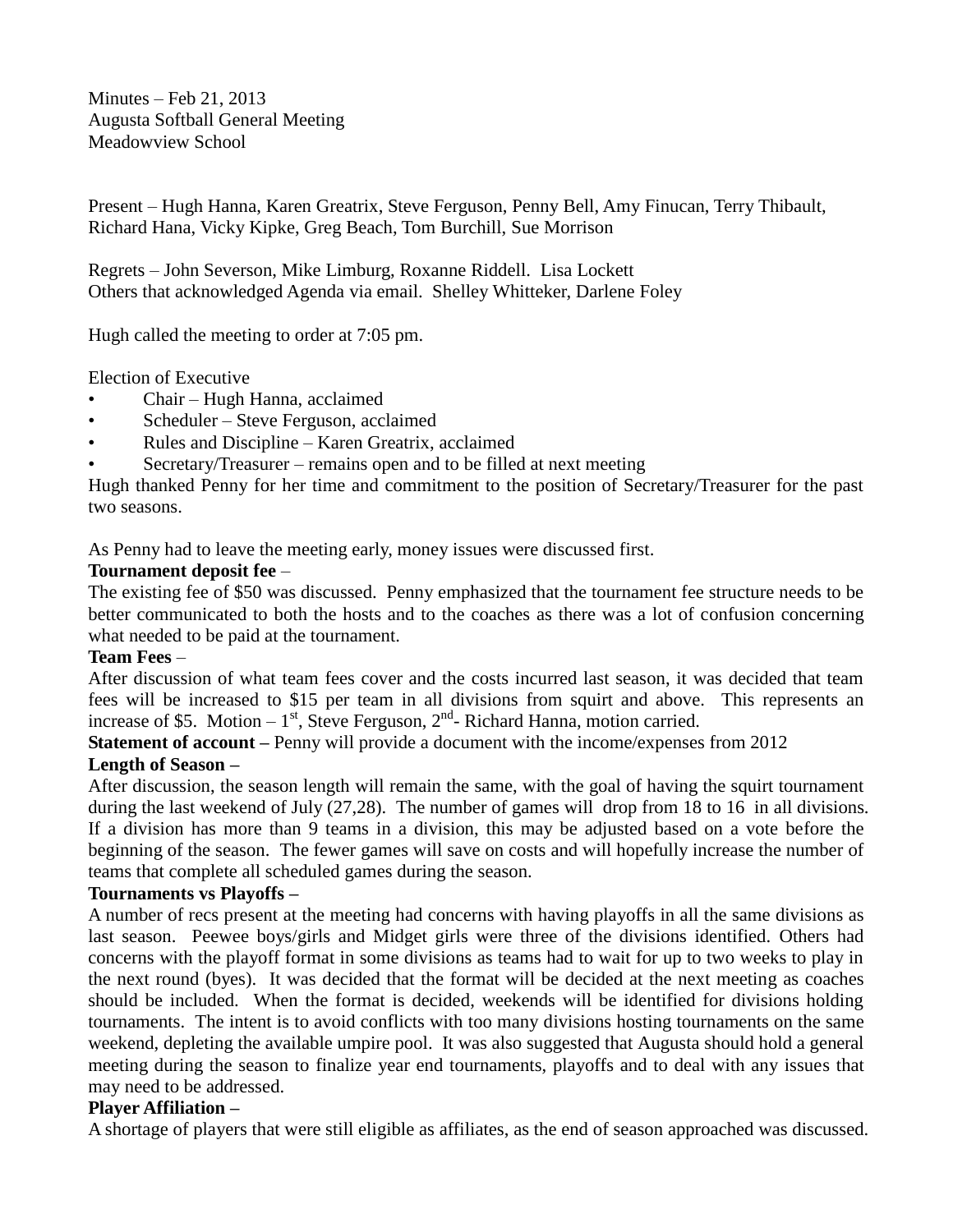Minutes – Feb 21, 2013
Augusta Softball General Meeting
Meadowview School

Present – Hugh Hanna, Karen Greatrix, Steve Ferguson, Penny Bell, Amy Finucan, Terry Thibault, Richard Hana, Vicky Kipke, Greg Beach, Tom Burchill, Sue Morrison

Regrets – John Severson, Mike Limburg, Roxanne Riddell. Lisa Lockett
Others that acknowledged Agenda via email. Shelley Whitteker, Darlene Foley

Hugh called the meeting to order at 7:05 pm.

Election of Executive

- Chair – Hugh Hanna, acclaimed
- Scheduler – Steve Ferguson, acclaimed
- Rules and Discipline – Karen Greatrix, acclaimed
- Secretary/Treasurer – remains open and to be filled at next meeting

Hugh thanked Penny for her time and commitment to the position of Secretary/Treasurer for the past two seasons.

As Penny had to leave the meeting early, money issues were discussed first.

**Tournament deposit fee** –
The existing fee of $50 was discussed. Penny emphasized that the tournament fee structure needs to be better communicated to both the hosts and to the coaches as there was a lot of confusion concerning what needed to be paid at the tournament.

**Team Fees** –
After discussion of what team fees cover and the costs incurred last season, it was decided that team fees will be increased to $15 per team in all divisions from squirt and above. This represents an increase of $5. Motion – 1st, Steve Ferguson, 2nd- Richard Hanna, motion carried.

**Statement of account –** Penny will provide a document with the income/expenses from 2012

**Length of Season –**
After discussion, the season length will remain the same, with the goal of having the squirt tournament during the last weekend of July (27,28). The number of games will drop from 18 to 16 in all divisions. If a division has more than 9 teams in a division, this may be adjusted based on a vote before the beginning of the season. The fewer games will save on costs and will hopefully increase the number of teams that complete all scheduled games during the season.

**Tournaments vs Playoffs –**
A number of recs present at the meeting had concerns with having playoffs in all the same divisions as last season. Peewee boys/girls and Midget girls were three of the divisions identified. Others had concerns with the playoff format in some divisions as teams had to wait for up to two weeks to play in the next round (byes). It was decided that the format will be decided at the next meeting as coaches should be included. When the format is decided, weekends will be identified for divisions holding tournaments. The intent is to avoid conflicts with too many divisions hosting tournaments on the same weekend, depleting the available umpire pool. It was also suggested that Augusta should hold a general meeting during the season to finalize year end tournaments, playoffs and to deal with any issues that may need to be addressed.

**Player Affiliation –**
A shortage of players that were still eligible as affiliates, as the end of season approached was discussed.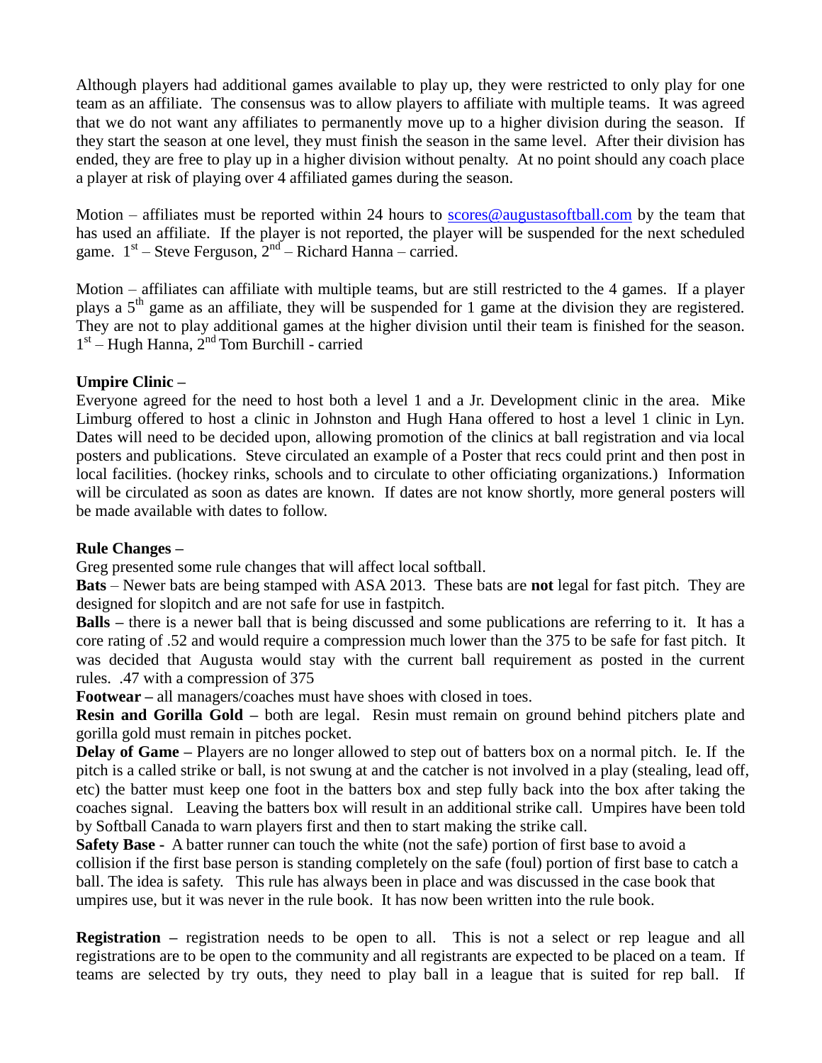Although players had additional games available to play up, they were restricted to only play for one team as an affiliate. The consensus was to allow players to affiliate with multiple teams. It was agreed that we do not want any affiliates to permanently move up to a higher division during the season. If they start the season at one level, they must finish the season in the same level. After their division has ended, they are free to play up in a higher division without penalty. At no point should any coach place a player at risk of playing over 4 affiliated games during the season.

Motion – affiliates must be reported within 24 hours to scores@augustasoftball.com by the team that has used an affiliate. If the player is not reported, the player will be suspended for the next scheduled game. 1st – Steve Ferguson, 2nd – Richard Hanna – carried.

Motion – affiliates can affiliate with multiple teams, but are still restricted to the 4 games. If a player plays a 5th game as an affiliate, they will be suspended for 1 game at the division they are registered. They are not to play additional games at the higher division until their team is finished for the season. 1st – Hugh Hanna, 2nd Tom Burchill - carried

**Umpire Clinic –**
Everyone agreed for the need to host both a level 1 and a Jr. Development clinic in the area. Mike Limburg offered to host a clinic in Johnston and Hugh Hana offered to host a level 1 clinic in Lyn. Dates will need to be decided upon, allowing promotion of the clinics at ball registration and via local posters and publications. Steve circulated an example of a Poster that recs could print and then post in local facilities. (hockey rinks, schools and to circulate to other officiating organizations.) Information will be circulated as soon as dates are known. If dates are not know shortly, more general posters will be made available with dates to follow.

**Rule Changes –**
Greg presented some rule changes that will affect local softball.
**Bats** – Newer bats are being stamped with ASA 2013. These bats are **not** legal for fast pitch. They are designed for slopitch and are not safe for use in fastpitch.
**Balls –** there is a newer ball that is being discussed and some publications are referring to it. It has a core rating of .52 and would require a compression much lower than the 375 to be safe for fast pitch. It was decided that Augusta would stay with the current ball requirement as posted in the current rules. .47 with a compression of 375
**Footwear –** all managers/coaches must have shoes with closed in toes.
**Resin and Gorilla Gold –** both are legal. Resin must remain on ground behind pitchers plate and gorilla gold must remain in pitches pocket.
**Delay of Game –** Players are no longer allowed to step out of batters box on a normal pitch. Ie. If the pitch is a called strike or ball, is not swung at and the catcher is not involved in a play (stealing, lead off, etc) the batter must keep one foot in the batters box and step fully back into the box after taking the coaches signal. Leaving the batters box will result in an additional strike call. Umpires have been told by Softball Canada to warn players first and then to start making the strike call.
**Safety Base -** A batter runner can touch the white (not the safe) portion of first base to avoid a collision if the first base person is standing completely on the safe (foul) portion of first base to catch a ball. The idea is safety. This rule has always been in place and was discussed in the case book that umpires use, but it was never in the rule book. It has now been written into the rule book.

**Registration –** registration needs to be open to all. This is not a select or rep league and all registrations are to be open to the community and all registrants are expected to be placed on a team. If teams are selected by try outs, they need to play ball in a league that is suited for rep ball. If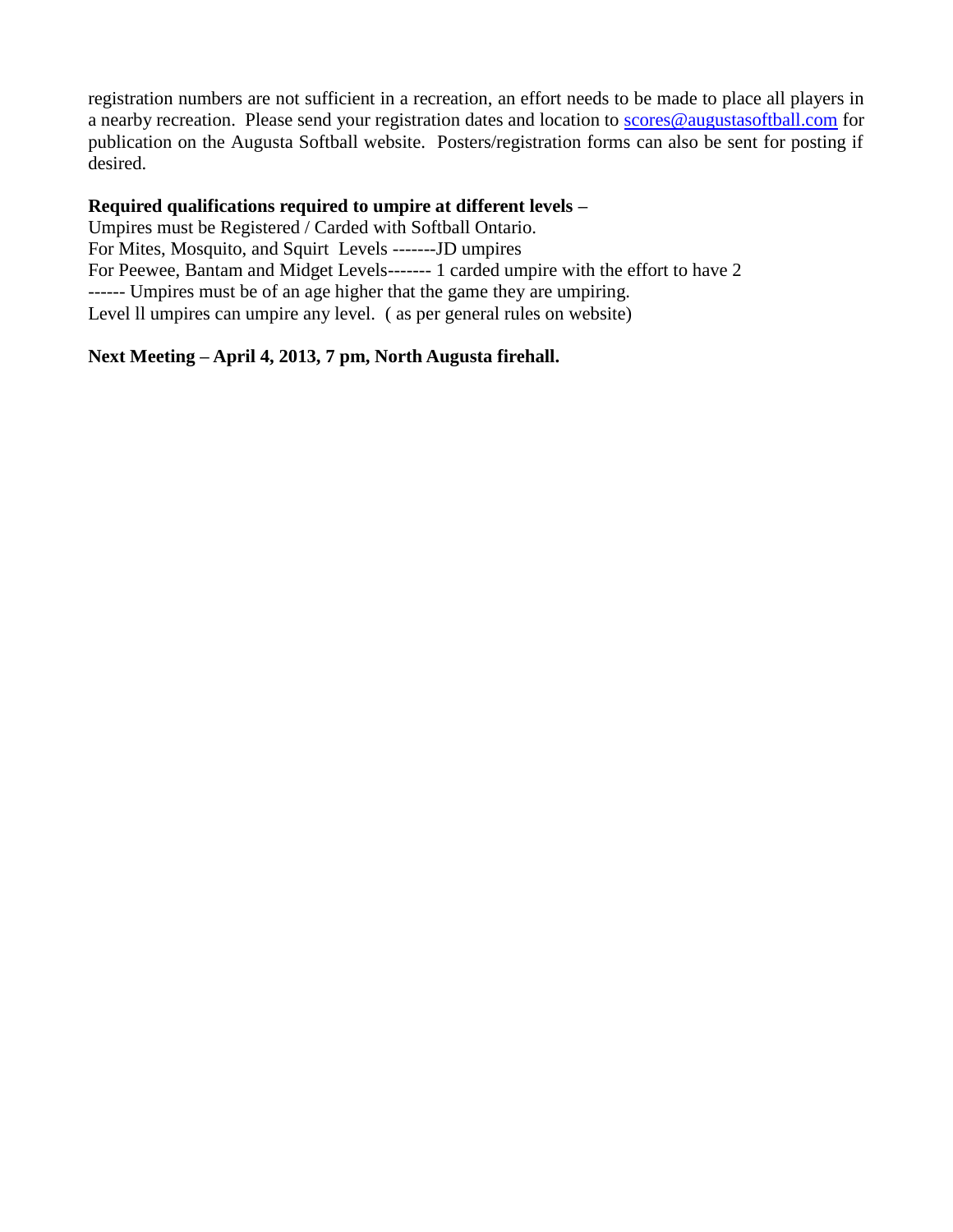registration numbers are not sufficient in a recreation, an effort needs to be made to place all players in a nearby recreation. Please send your registration dates and location to scores@augustasoftball.com for publication on the Augusta Softball website. Posters/registration forms can also be sent for posting if desired.

**Required qualifications required to umpire at different levels –**

Umpires must be Registered / Carded with Softball Ontario.
For Mites, Mosquito, and Squirt Levels -------JD umpires
For Peewee, Bantam and Midget Levels------- 1 carded umpire with the effort to have 2
------ Umpires must be of an age higher that the game they are umpiring.
Level ll umpires can umpire any level. ( as per general rules on website)

**Next Meeting – April 4, 2013, 7 pm, North Augusta firehall.**